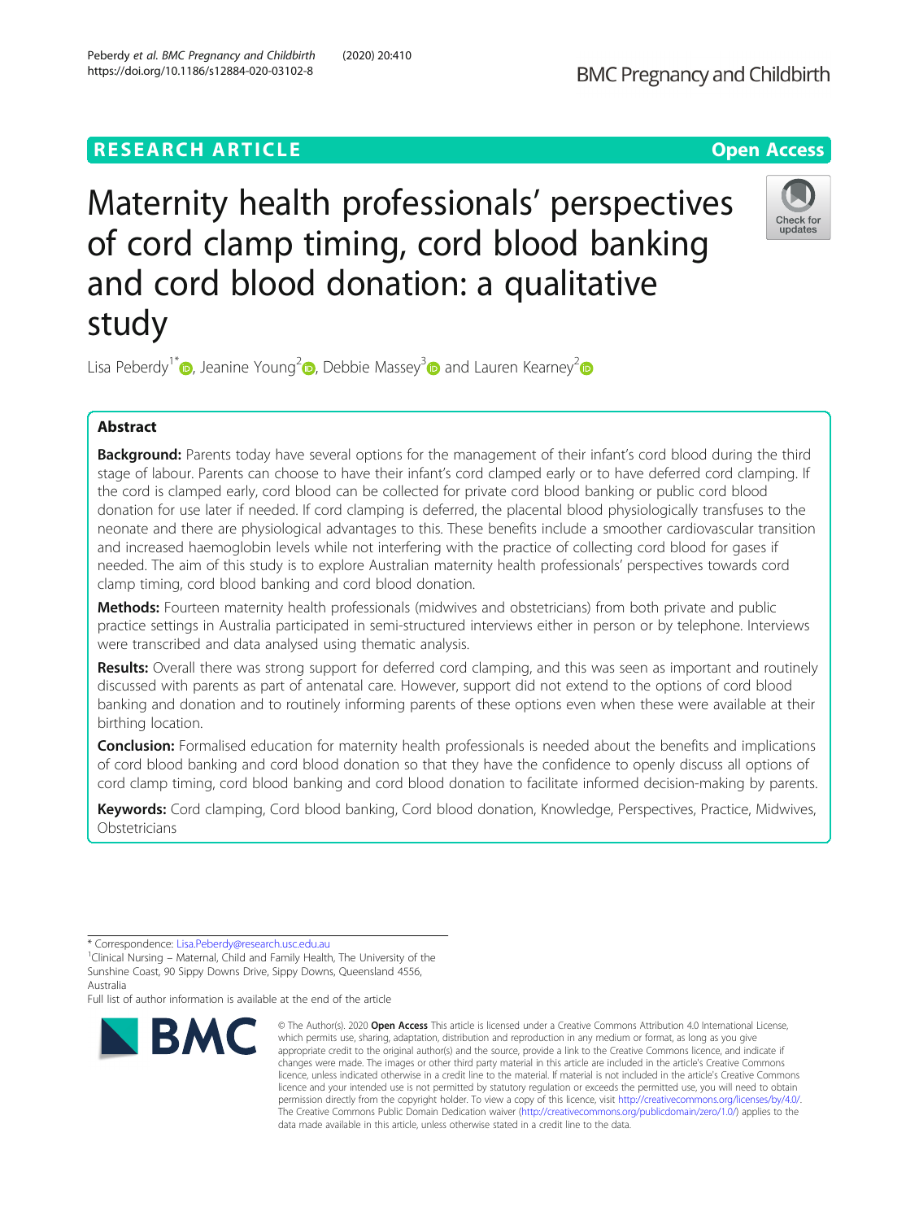RESEARCH ARTICLE

Open Access

# Maternity health professionals' perspectives of cord clamp timing, cord blood banking and cord blood donation: a qualitative study

Lisa Peberdy[1*], Jeanine Young[2], Debbie Massey[3] and Lauren Kearney[2]

## Abstract

**Background:** Parents today have several options for the management of their infant's cord blood during the third stage of labour. Parents can choose to have their infant's cord clamped early or to have deferred cord clamping. If the cord is clamped early, cord blood can be collected for private cord blood banking or public cord blood donation for use later if needed. If cord clamping is deferred, the placental blood physiologically transfuses to the neonate and there are physiological advantages to this. These benefits include a smoother cardiovascular transition and increased haemoglobin levels while not interfering with the practice of collecting cord blood for gases if needed. The aim of this study is to explore Australian maternity health professionals' perspectives towards cord clamp timing, cord blood banking and cord blood donation.

**Methods:** Fourteen maternity health professionals (midwives and obstetricians) from both private and public practice settings in Australia participated in semi-structured interviews either in person or by telephone. Interviews were transcribed and data analysed using thematic analysis.

**Results:** Overall there was strong support for deferred cord clamping, and this was seen as important and routinely discussed with parents as part of antenatal care. However, support did not extend to the options of cord blood banking and donation and to routinely informing parents of these options even when these were available at their birthing location.

**Conclusion:** Formalised education for maternity health professionals is needed about the benefits and implications of cord blood banking and cord blood donation so that they have the confidence to openly discuss all options of cord clamp timing, cord blood banking and cord blood donation to facilitate informed decision-making by parents.

**Keywords:** Cord clamping, Cord blood banking, Cord blood donation, Knowledge, Perspectives, Practice, Midwives, Obstetricians

\* Correspondence: Lisa.Peberdy@research.usc.edu.au
[1]Clinical Nursing – Maternal, Child and Family Health, The University of the Sunshine Coast, 90 Sippy Downs Drive, Sippy Downs, Queensland 4556, Australia
Full list of author information is available at the end of the article

© The Author(s). 2020 **Open Access** This article is licensed under a Creative Commons Attribution 4.0 International License, which permits use, sharing, adaptation, distribution and reproduction in any medium or format, as long as you give appropriate credit to the original author(s) and the source, provide a link to the Creative Commons licence, and indicate if changes were made. The images or other third party material in this article are included in the article's Creative Commons licence, unless indicated otherwise in a credit line to the material. If material is not included in the article's Creative Commons licence and your intended use is not permitted by statutory regulation or exceeds the permitted use, you will need to obtain permission directly from the copyright holder. To view a copy of this licence, visit http://creativecommons.org/licenses/by/4.0/. The Creative Commons Public Domain Dedication waiver (http://creativecommons.org/publicdomain/zero/1.0/) applies to the data made available in this article, unless otherwise stated in a credit line to the data.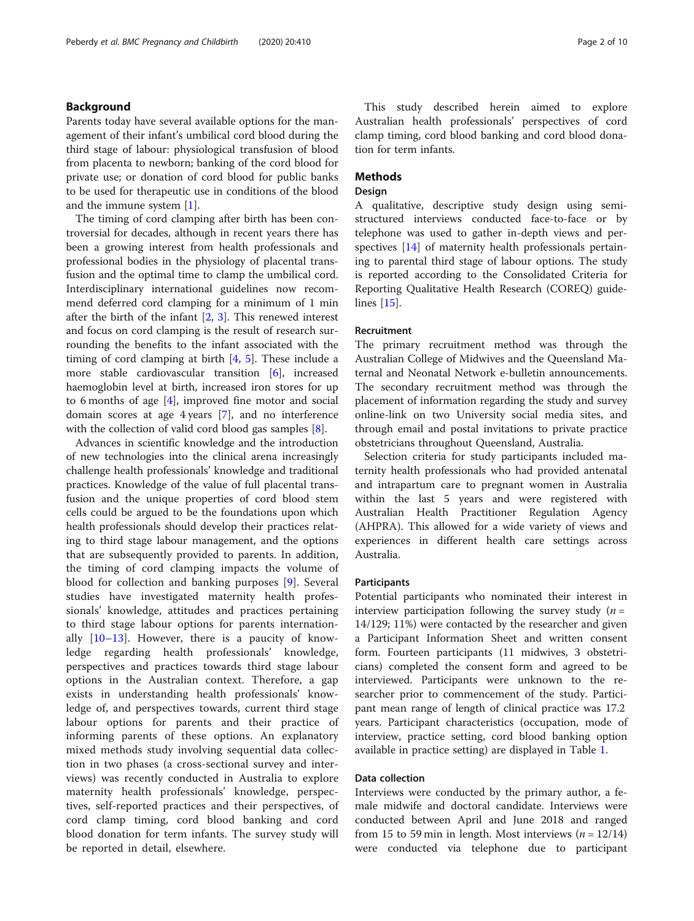## Background

Parents today have several available options for the management of their infant's umbilical cord blood during the third stage of labour: physiological transfusion of blood from placenta to newborn; banking of the cord blood for private use; or donation of cord blood for public banks to be used for therapeutic use in conditions of the blood and the immune system [1].

The timing of cord clamping after birth has been controversial for decades, although in recent years there has been a growing interest from health professionals and professional bodies in the physiology of placental transfusion and the optimal time to clamp the umbilical cord. Interdisciplinary international guidelines now recommend deferred cord clamping for a minimum of 1 min after the birth of the infant [2, 3]. This renewed interest and focus on cord clamping is the result of research surrounding the benefits to the infant associated with the timing of cord clamping at birth [4, 5]. These include a more stable cardiovascular transition [6], increased haemoglobin level at birth, increased iron stores for up to 6 months of age [4], improved fine motor and social domain scores at age 4 years [7], and no interference with the collection of valid cord blood gas samples [8].

Advances in scientific knowledge and the introduction of new technologies into the clinical arena increasingly challenge health professionals' knowledge and traditional practices. Knowledge of the value of full placental transfusion and the unique properties of cord blood stem cells could be argued to be the foundations upon which health professionals should develop their practices relating to third stage labour management, and the options that are subsequently provided to parents. In addition, the timing of cord clamping impacts the volume of blood for collection and banking purposes [9]. Several studies have investigated maternity health professionals' knowledge, attitudes and practices pertaining to third stage labour options for parents internationally [10–13]. However, there is a paucity of knowledge regarding health professionals' knowledge, perspectives and practices towards third stage labour options in the Australian context. Therefore, a gap exists in understanding health professionals' knowledge of, and perspectives towards, current third stage labour options for parents and their practice of informing parents of these options. An explanatory mixed methods study involving sequential data collection in two phases (a cross-sectional survey and interviews) was recently conducted in Australia to explore maternity health professionals' knowledge, perspectives, self-reported practices and their perspectives, of cord clamp timing, cord blood banking and cord blood donation for term infants. The survey study will be reported in detail, elsewhere.

This study described herein aimed to explore Australian health professionals' perspectives of cord clamp timing, cord blood banking and cord blood donation for term infants.

## Methods

### Design

A qualitative, descriptive study design using semi-structured interviews conducted face-to-face or by telephone was used to gather in-depth views and perspectives [14] of maternity health professionals pertaining to parental third stage of labour options. The study is reported according to the Consolidated Criteria for Reporting Qualitative Health Research (COREQ) guidelines [15].

### Recruitment

The primary recruitment method was through the Australian College of Midwives and the Queensland Maternal and Neonatal Network e-bulletin announcements. The secondary recruitment method was through the placement of information regarding the study and survey online-link on two University social media sites, and through email and postal invitations to private practice obstetricians throughout Queensland, Australia.

Selection criteria for study participants included maternity health professionals who had provided antenatal and intrapartum care to pregnant women in Australia within the last 5 years and were registered with Australian Health Practitioner Regulation Agency (AHPRA). This allowed for a wide variety of views and experiences in different health care settings across Australia.

### Participants

Potential participants who nominated their interest in interview participation following the survey study ($n$ = 14/129; 11%) were contacted by the researcher and given a Participant Information Sheet and written consent form. Fourteen participants (11 midwives, 3 obstetricians) completed the consent form and agreed to be interviewed. Participants were unknown to the researcher prior to commencement of the study. Participant mean range of length of clinical practice was 17.2 years. Participant characteristics (occupation, mode of interview, practice setting, cord blood banking option available in practice setting) are displayed in Table 1.

### Data collection

Interviews were conducted by the primary author, a female midwife and doctoral candidate. Interviews were conducted between April and June 2018 and ranged from 15 to 59 min in length. Most interviews ($n$ = 12/14) were conducted via telephone due to participant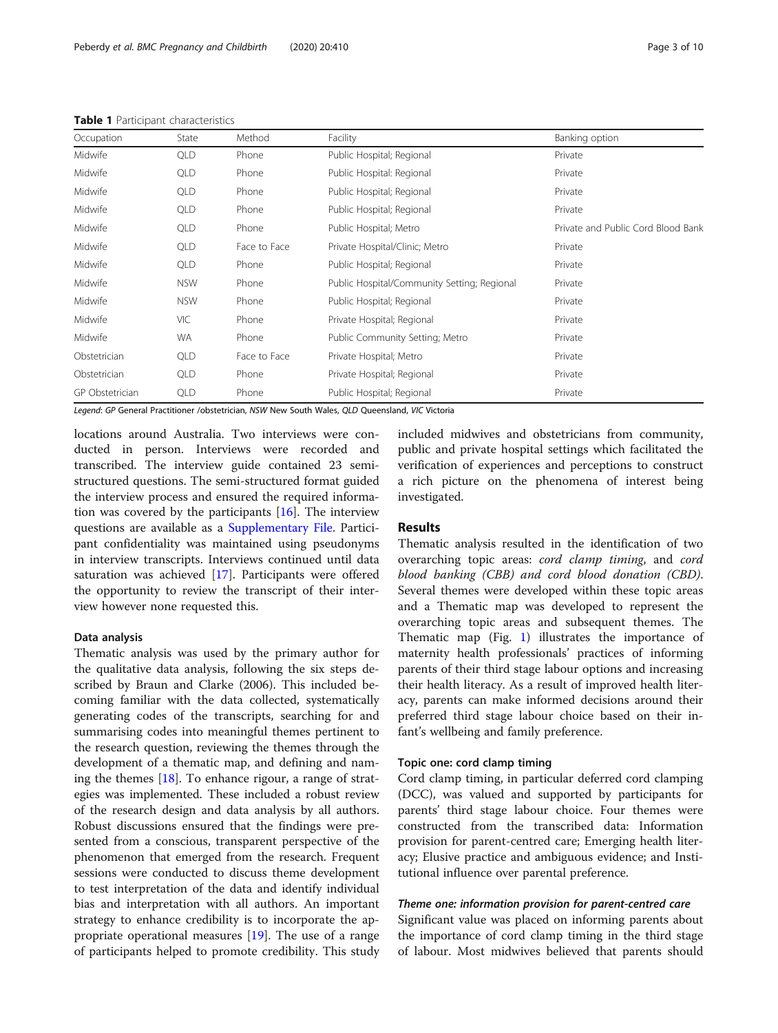**Table 1** Participant characteristics

| Occupation | State | Method | Facility | Banking option |
|---|---|---|---|---|
| Midwife | QLD | Phone | Public Hospital; Regional | Private |
| Midwife | QLD | Phone | Public Hospital: Regional | Private |
| Midwife | QLD | Phone | Public Hospital; Regional | Private |
| Midwife | QLD | Phone | Public Hospital; Regional | Private |
| Midwife | QLD | Phone | Public Hospital; Metro | Private and Public Cord Blood Bank |
| Midwife | QLD | Face to Face | Private Hospital/Clinic; Metro | Private |
| Midwife | QLD | Phone | Public Hospital; Regional | Private |
| Midwife | NSW | Phone | Public Hospital/Community Setting; Regional | Private |
| Midwife | NSW | Phone | Public Hospital; Regional | Private |
| Midwife | VIC | Phone | Private Hospital; Regional | Private |
| Midwife | WA | Phone | Public Community Setting; Metro | Private |
| Obstetrician | QLD | Face to Face | Private Hospital; Metro | Private |
| Obstetrician | QLD | Phone | Private Hospital; Regional | Private |
| GP Obstetrician | QLD | Phone | Public Hospital; Regional | Private |

*Legend*: *GP* General Practitioner /obstetrician, *NSW* New South Wales, *QLD* Queensland, *VIC* Victoria

locations around Australia. Two interviews were conducted in person. Interviews were recorded and transcribed. The interview guide contained 23 semi-structured questions. The semi-structured format guided the interview process and ensured the required information was covered by the participants [16]. The interview questions are available as a Supplementary File. Participant confidentiality was maintained using pseudonyms in interview transcripts. Interviews continued until data saturation was achieved [17]. Participants were offered the opportunity to review the transcript of their interview however none requested this.

### Data analysis

Thematic analysis was used by the primary author for the qualitative data analysis, following the six steps described by Braun and Clarke (2006). This included becoming familiar with the data collected, systematically generating codes of the transcripts, searching for and summarising codes into meaningful themes pertinent to the research question, reviewing the themes through the development of a thematic map, and defining and naming the themes [18]. To enhance rigour, a range of strategies was implemented. These included a robust review of the research design and data analysis by all authors. Robust discussions ensured that the findings were presented from a conscious, transparent perspective of the phenomenon that emerged from the research. Frequent sessions were conducted to discuss theme development to test interpretation of the data and identify individual bias and interpretation with all authors. An important strategy to enhance credibility is to incorporate the appropriate operational measures [19]. The use of a range of participants helped to promote credibility. This study included midwives and obstetricians from community, public and private hospital settings which facilitated the verification of experiences and perceptions to construct a rich picture on the phenomena of interest being investigated.

## Results

Thematic analysis resulted in the identification of two overarching topic areas: *cord clamp timing*, and *cord blood banking (CBB) and cord blood donation (CBD)*. Several themes were developed within these topic areas and a Thematic map was developed to represent the overarching topic areas and subsequent themes. The Thematic map (Fig. 1) illustrates the importance of maternity health professionals' practices of informing parents of their third stage labour options and increasing their health literacy. As a result of improved health literacy, parents can make informed decisions around their preferred third stage labour choice based on their infant's wellbeing and family preference.

### Topic one: cord clamp timing

Cord clamp timing, in particular deferred cord clamping (DCC), was valued and supported by participants for parents' third stage labour choice. Four themes were constructed from the transcribed data: Information provision for parent-centred care; Emerging health literacy; Elusive practice and ambiguous evidence; and Institutional influence over parental preference.

#### *Theme one: information provision for parent-centred care*

Significant value was placed on informing parents about the importance of cord clamp timing in the third stage of labour. Most midwives believed that parents should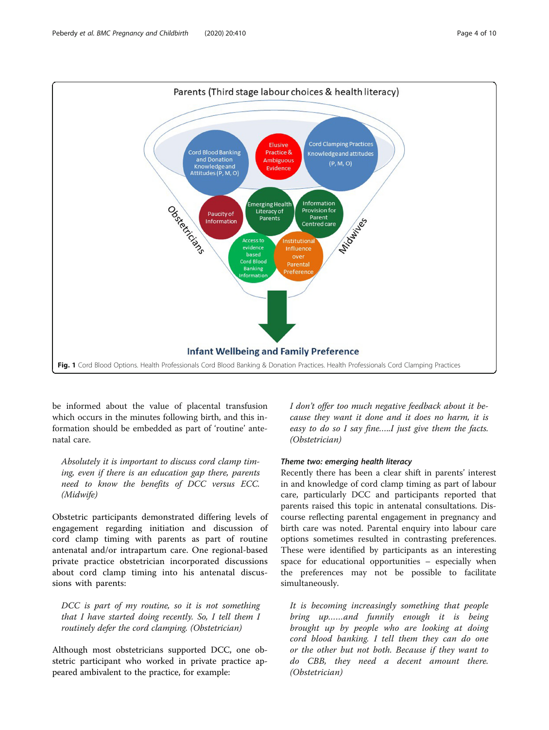Parents (Third stage labour choices & health literacy)

Cord Blood Banking and Donation Knowledge and Attitudes (P, M, O)

Elusive Practice & Ambiguous Evidence

Cord Clamping Practices Knowledge and attitudes (P, M, O)

Obstetricians

Paucity of Information

Emerging Health Literacy of Parents

Information Provision for Parent Centred care

Midwives

Access to evidence based Cord Blood Banking Information

Institutional Influence over Parental Preference

Infant Wellbeing and Family Preference

**Fig. 1** Cord Blood Options. Health Professionals Cord Blood Banking & Donation Practices. Health Professionals Cord Clamping Practices

be informed about the value of placental transfusion which occurs in the minutes following birth, and this information should be embedded as part of 'routine' antenatal care.

> *Absolutely it is important to discuss cord clamp timing, even if there is an education gap there, parents need to know the benefits of DCC versus ECC. (Midwife)*

Obstetric participants demonstrated differing levels of engagement regarding initiation and discussion of cord clamp timing with parents as part of routine antenatal and/or intrapartum care. One regional-based private practice obstetrician incorporated discussions about cord clamp timing into his antenatal discussions with parents:

> *DCC is part of my routine, so it is not something that I have started doing recently. So, I tell them I routinely defer the cord clamping. (Obstetrician)*

Although most obstetricians supported DCC, one obstetric participant who worked in private practice appeared ambivalent to the practice, for example:

> *I don't offer too much negative feedback about it because they want it done and it does no harm, it is easy to do so I say fine…..I just give them the facts. (Obstetrician)*

#### *Theme two: emerging health literacy*

Recently there has been a clear shift in parents' interest in and knowledge of cord clamp timing as part of labour care, particularly DCC and participants reported that parents raised this topic in antenatal consultations. Discourse reflecting parental engagement in pregnancy and birth care was noted. Parental enquiry into labour care options sometimes resulted in contrasting preferences. These were identified by participants as an interesting space for educational opportunities – especially when the preferences may not be possible to facilitate simultaneously.

> *It is becoming increasingly something that people bring up……and funnily enough it is being brought up by people who are looking at doing cord blood banking. I tell them they can do one or the other but not both. Because if they want to do CBB, they need a decent amount there. (Obstetrician)*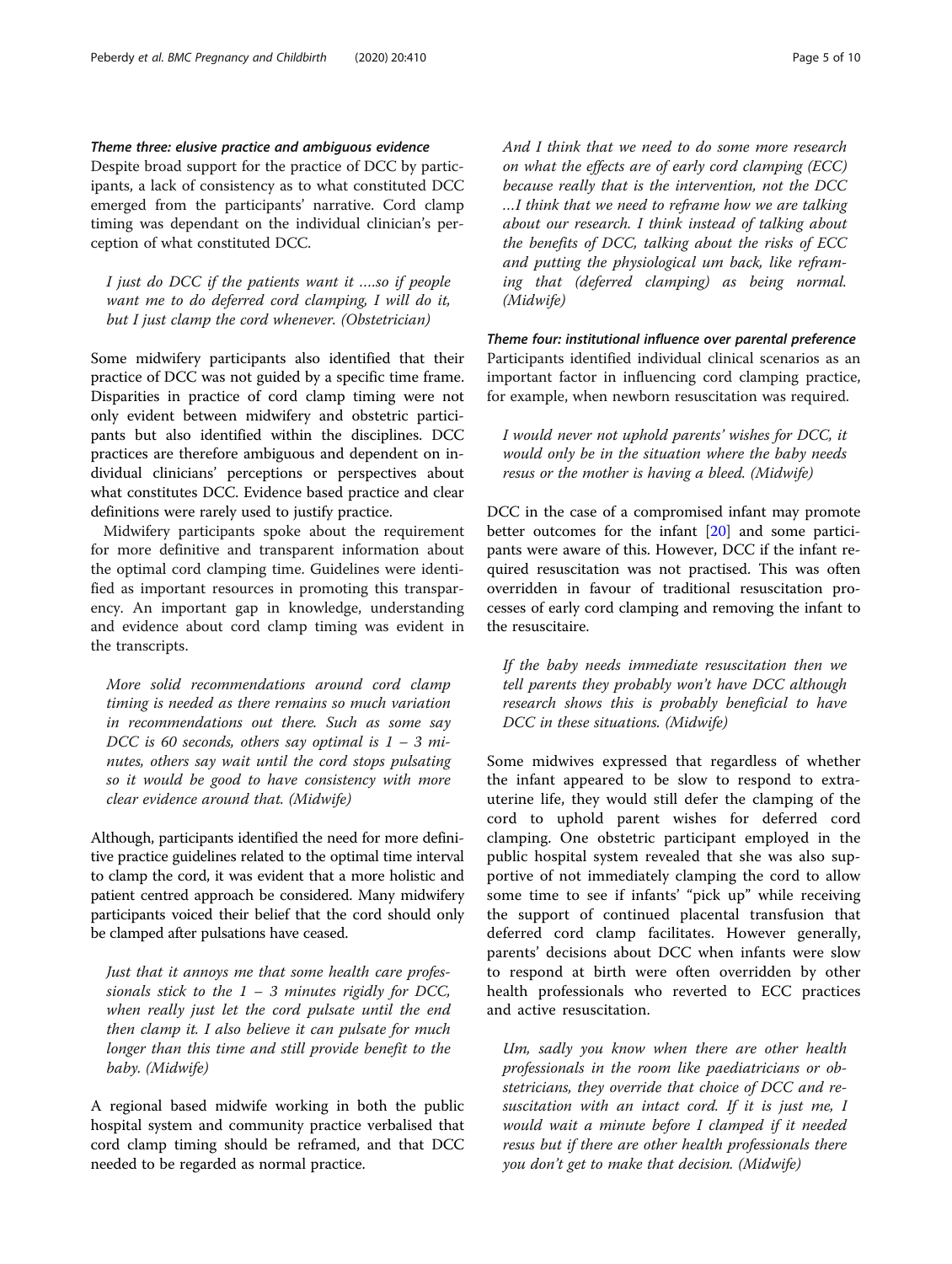### *Theme three: elusive practice and ambiguous evidence*

Despite broad support for the practice of DCC by participants, a lack of consistency as to what constituted DCC emerged from the participants' narrative. Cord clamp timing was dependant on the individual clinician's perception of what constituted DCC.

> *I just do DCC if the patients want it ….so if people want me to do deferred cord clamping, I will do it, but I just clamp the cord whenever. (Obstetrician)*

Some midwifery participants also identified that their practice of DCC was not guided by a specific time frame. Disparities in practice of cord clamp timing were not only evident between midwifery and obstetric participants but also identified within the disciplines. DCC practices are therefore ambiguous and dependent on individual clinicians' perceptions or perspectives about what constitutes DCC. Evidence based practice and clear definitions were rarely used to justify practice.

Midwifery participants spoke about the requirement for more definitive and transparent information about the optimal cord clamping time. Guidelines were identified as important resources in promoting this transparency. An important gap in knowledge, understanding and evidence about cord clamp timing was evident in the transcripts.

> *More solid recommendations around cord clamp timing is needed as there remains so much variation in recommendations out there. Such as some say DCC is 60 seconds, others say optimal is 1 – 3 minutes, others say wait until the cord stops pulsating so it would be good to have consistency with more clear evidence around that. (Midwife)*

Although, participants identified the need for more definitive practice guidelines related to the optimal time interval to clamp the cord, it was evident that a more holistic and patient centred approach be considered. Many midwifery participants voiced their belief that the cord should only be clamped after pulsations have ceased.

> *Just that it annoys me that some health care professionals stick to the 1 – 3 minutes rigidly for DCC, when really just let the cord pulsate until the end then clamp it. I also believe it can pulsate for much longer than this time and still provide benefit to the baby. (Midwife)*

A regional based midwife working in both the public hospital system and community practice verbalised that cord clamp timing should be reframed, and that DCC needed to be regarded as normal practice.

> *And I think that we need to do some more research on what the effects are of early cord clamping (ECC) because really that is the intervention, not the DCC …I think that we need to reframe how we are talking about our research. I think instead of talking about the benefits of DCC, talking about the risks of ECC and putting the physiological um back, like reframing that (deferred clamping) as being normal. (Midwife)*

### *Theme four: institutional influence over parental preference*

Participants identified individual clinical scenarios as an important factor in influencing cord clamping practice, for example, when newborn resuscitation was required.

> *I would never not uphold parents' wishes for DCC, it would only be in the situation where the baby needs resus or the mother is having a bleed. (Midwife)*

DCC in the case of a compromised infant may promote better outcomes for the infant [20] and some participants were aware of this. However, DCC if the infant required resuscitation was not practised. This was often overridden in favour of traditional resuscitation processes of early cord clamping and removing the infant to the resuscitaire.

> *If the baby needs immediate resuscitation then we tell parents they probably won't have DCC although research shows this is probably beneficial to have DCC in these situations. (Midwife)*

Some midwives expressed that regardless of whether the infant appeared to be slow to respond to extrauterine life, they would still defer the clamping of the cord to uphold parent wishes for deferred cord clamping. One obstetric participant employed in the public hospital system revealed that she was also supportive of not immediately clamping the cord to allow some time to see if infants' "pick up" while receiving the support of continued placental transfusion that deferred cord clamp facilitates. However generally, parents' decisions about DCC when infants were slow to respond at birth were often overridden by other health professionals who reverted to ECC practices and active resuscitation.

> *Um, sadly you know when there are other health professionals in the room like paediatricians or obstetricians, they override that choice of DCC and resuscitation with an intact cord. If it is just me, I would wait a minute before I clamped if it needed resus but if there are other health professionals there you don't get to make that decision. (Midwife)*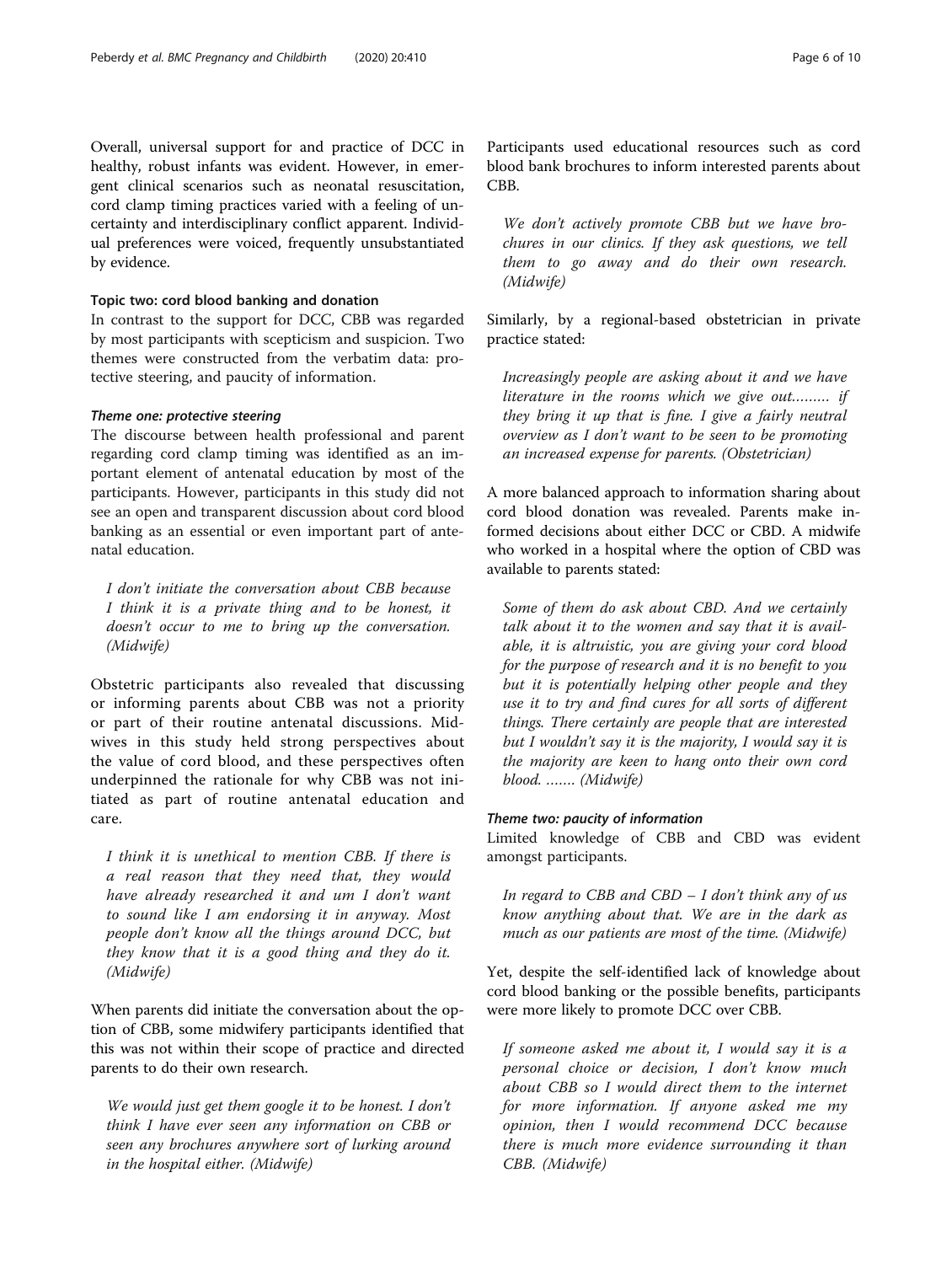Overall, universal support for and practice of DCC in healthy, robust infants was evident. However, in emergent clinical scenarios such as neonatal resuscitation, cord clamp timing practices varied with a feeling of uncertainty and interdisciplinary conflict apparent. Individual preferences were voiced, frequently unsubstantiated by evidence.

### Topic two: cord blood banking and donation

In contrast to the support for DCC, CBB was regarded by most participants with scepticism and suspicion. Two themes were constructed from the verbatim data: protective steering, and paucity of information.

#### *Theme one: protective steering*

The discourse between health professional and parent regarding cord clamp timing was identified as an important element of antenatal education by most of the participants. However, participants in this study did not see an open and transparent discussion about cord blood banking as an essential or even important part of antenatal education.

> *I don't initiate the conversation about CBB because I think it is a private thing and to be honest, it doesn't occur to me to bring up the conversation. (Midwife)*

Obstetric participants also revealed that discussing or informing parents about CBB was not a priority or part of their routine antenatal discussions. Midwives in this study held strong perspectives about the value of cord blood, and these perspectives often underpinned the rationale for why CBB was not initiated as part of routine antenatal education and care.

> *I think it is unethical to mention CBB. If there is a real reason that they need that, they would have already researched it and um I don't want to sound like I am endorsing it in anyway. Most people don't know all the things around DCC, but they know that it is a good thing and they do it. (Midwife)*

When parents did initiate the conversation about the option of CBB, some midwifery participants identified that this was not within their scope of practice and directed parents to do their own research.

> *We would just get them google it to be honest. I don't think I have ever seen any information on CBB or seen any brochures anywhere sort of lurking around in the hospital either. (Midwife)*

Participants used educational resources such as cord blood bank brochures to inform interested parents about CBB.

> *We don't actively promote CBB but we have brochures in our clinics. If they ask questions, we tell them to go away and do their own research. (Midwife)*

Similarly, by a regional-based obstetrician in private practice stated:

> *Increasingly people are asking about it and we have literature in the rooms which we give out……… if they bring it up that is fine. I give a fairly neutral overview as I don't want to be seen to be promoting an increased expense for parents. (Obstetrician)*

A more balanced approach to information sharing about cord blood donation was revealed. Parents make informed decisions about either DCC or CBD. A midwife who worked in a hospital where the option of CBD was available to parents stated:

> *Some of them do ask about CBD. And we certainly talk about it to the women and say that it is available, it is altruistic, you are giving your cord blood for the purpose of research and it is no benefit to you but it is potentially helping other people and they use it to try and find cures for all sorts of different things. There certainly are people that are interested but I wouldn't say it is the majority, I would say it is the majority are keen to hang onto their own cord blood. ……. (Midwife)*

#### *Theme two: paucity of information*

Limited knowledge of CBB and CBD was evident amongst participants.

> *In regard to CBB and CBD – I don't think any of us know anything about that. We are in the dark as much as our patients are most of the time. (Midwife)*

Yet, despite the self-identified lack of knowledge about cord blood banking or the possible benefits, participants were more likely to promote DCC over CBB.

> *If someone asked me about it, I would say it is a personal choice or decision, I don't know much about CBB so I would direct them to the internet for more information. If anyone asked me my opinion, then I would recommend DCC because there is much more evidence surrounding it than CBB. (Midwife)*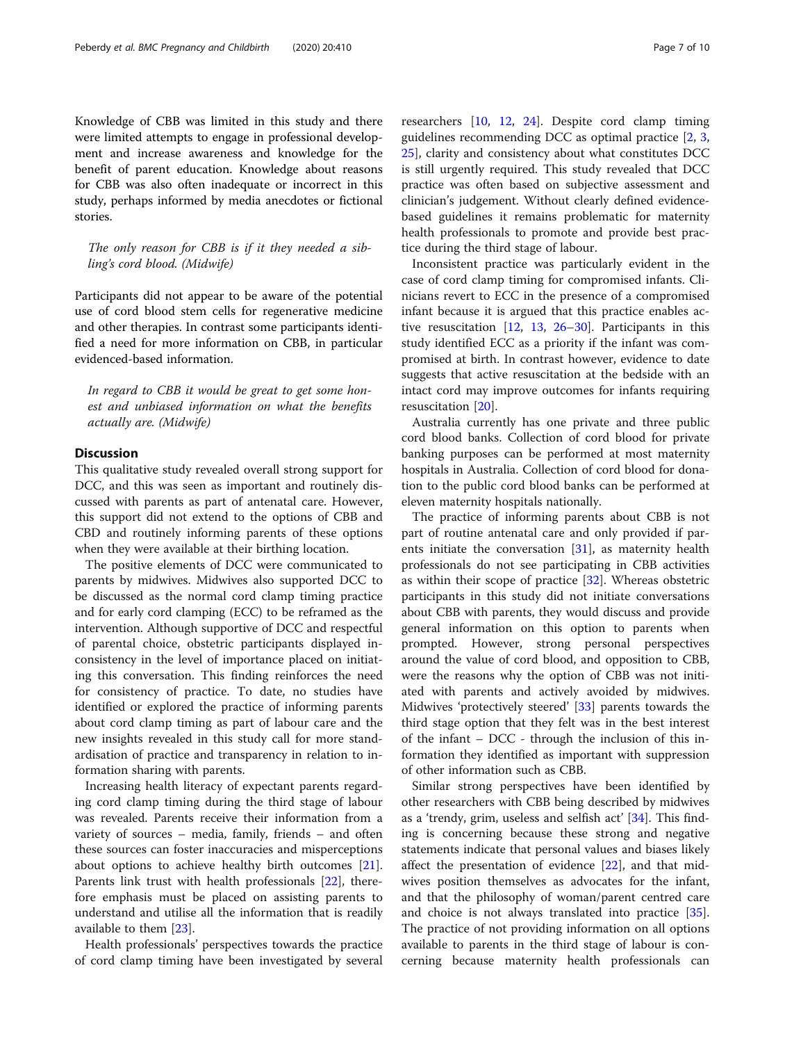Knowledge of CBB was limited in this study and there were limited attempts to engage in professional development and increase awareness and knowledge for the benefit of parent education. Knowledge about reasons for CBB was also often inadequate or incorrect in this study, perhaps informed by media anecdotes or fictional stories.

> *The only reason for CBB is if it they needed a sibling's cord blood. (Midwife)*

Participants did not appear to be aware of the potential use of cord blood stem cells for regenerative medicine and other therapies. In contrast some participants identified a need for more information on CBB, in particular evidenced-based information.

> *In regard to CBB it would be great to get some honest and unbiased information on what the benefits actually are. (Midwife)*

## Discussion

This qualitative study revealed overall strong support for DCC, and this was seen as important and routinely discussed with parents as part of antenatal care. However, this support did not extend to the options of CBB and CBD and routinely informing parents of these options when they were available at their birthing location.

The positive elements of DCC were communicated to parents by midwives. Midwives also supported DCC to be discussed as the normal cord clamp timing practice and for early cord clamping (ECC) to be reframed as the intervention. Although supportive of DCC and respectful of parental choice, obstetric participants displayed inconsistency in the level of importance placed on initiating this conversation. This finding reinforces the need for consistency of practice. To date, no studies have identified or explored the practice of informing parents about cord clamp timing as part of labour care and the new insights revealed in this study call for more standardisation of practice and transparency in relation to information sharing with parents.

Increasing health literacy of expectant parents regarding cord clamp timing during the third stage of labour was revealed. Parents receive their information from a variety of sources – media, family, friends – and often these sources can foster inaccuracies and misperceptions about options to achieve healthy birth outcomes [21]. Parents link trust with health professionals [22], therefore emphasis must be placed on assisting parents to understand and utilise all the information that is readily available to them [23].

Health professionals' perspectives towards the practice of cord clamp timing have been investigated by several researchers [10, 12, 24]. Despite cord clamp timing guidelines recommending DCC as optimal practice [2, 3, 25], clarity and consistency about what constitutes DCC is still urgently required. This study revealed that DCC practice was often based on subjective assessment and clinician's judgement. Without clearly defined evidence-based guidelines it remains problematic for maternity health professionals to promote and provide best practice during the third stage of labour.

Inconsistent practice was particularly evident in the case of cord clamp timing for compromised infants. Clinicians revert to ECC in the presence of a compromised infant because it is argued that this practice enables active resuscitation [12, 13, 26–30]. Participants in this study identified ECC as a priority if the infant was compromised at birth. In contrast however, evidence to date suggests that active resuscitation at the bedside with an intact cord may improve outcomes for infants requiring resuscitation [20].

Australia currently has one private and three public cord blood banks. Collection of cord blood for private banking purposes can be performed at most maternity hospitals in Australia. Collection of cord blood for donation to the public cord blood banks can be performed at eleven maternity hospitals nationally.

The practice of informing parents about CBB is not part of routine antenatal care and only provided if parents initiate the conversation [31], as maternity health professionals do not see participating in CBB activities as within their scope of practice [32]. Whereas obstetric participants in this study did not initiate conversations about CBB with parents, they would discuss and provide general information on this option to parents when prompted. However, strong personal perspectives around the value of cord blood, and opposition to CBB, were the reasons why the option of CBB was not initiated with parents and actively avoided by midwives. Midwives 'protectively steered' [33] parents towards the third stage option that they felt was in the best interest of the infant – DCC - through the inclusion of this information they identified as important with suppression of other information such as CBB.

Similar strong perspectives have been identified by other researchers with CBB being described by midwives as a 'trendy, grim, useless and selfish act' [34]. This finding is concerning because these strong and negative statements indicate that personal values and biases likely affect the presentation of evidence [22], and that midwives position themselves as advocates for the infant, and that the philosophy of woman/parent centred care and choice is not always translated into practice [35]. The practice of not providing information on all options available to parents in the third stage of labour is concerning because maternity health professionals can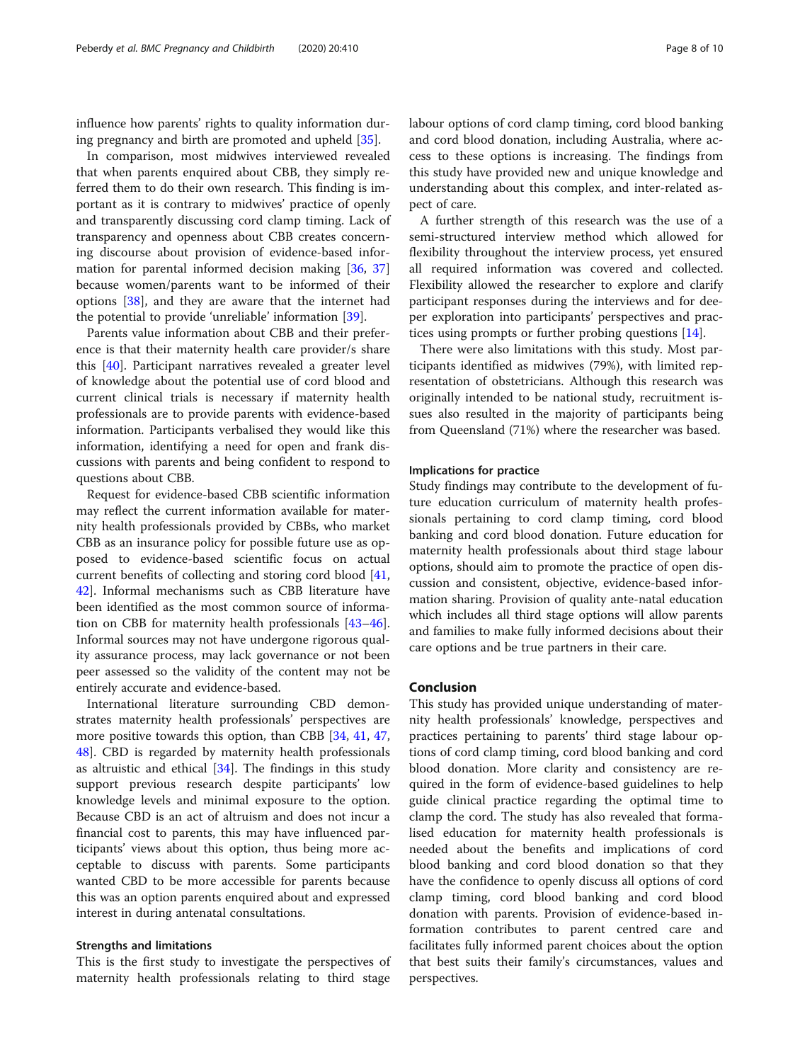influence how parents' rights to quality information during pregnancy and birth are promoted and upheld [35].

In comparison, most midwives interviewed revealed that when parents enquired about CBB, they simply referred them to do their own research. This finding is important as it is contrary to midwives' practice of openly and transparently discussing cord clamp timing. Lack of transparency and openness about CBB creates concerning discourse about provision of evidence-based information for parental informed decision making [36, 37] because women/parents want to be informed of their options [38], and they are aware that the internet had the potential to provide 'unreliable' information [39].

Parents value information about CBB and their preference is that their maternity health care provider/s share this [40]. Participant narratives revealed a greater level of knowledge about the potential use of cord blood and current clinical trials is necessary if maternity health professionals are to provide parents with evidence-based information. Participants verbalised they would like this information, identifying a need for open and frank discussions with parents and being confident to respond to questions about CBB.

Request for evidence-based CBB scientific information may reflect the current information available for maternity health professionals provided by CBBs, who market CBB as an insurance policy for possible future use as opposed to evidence-based scientific focus on actual current benefits of collecting and storing cord blood [41, 42]. Informal mechanisms such as CBB literature have been identified as the most common source of information on CBB for maternity health professionals [43–46]. Informal sources may not have undergone rigorous quality assurance process, may lack governance or not been peer assessed so the validity of the content may not be entirely accurate and evidence-based.

International literature surrounding CBD demonstrates maternity health professionals' perspectives are more positive towards this option, than CBB [34, 41, 47, 48]. CBD is regarded by maternity health professionals as altruistic and ethical [34]. The findings in this study support previous research despite participants' low knowledge levels and minimal exposure to the option. Because CBD is an act of altruism and does not incur a financial cost to parents, this may have influenced participants' views about this option, thus being more acceptable to discuss with parents. Some participants wanted CBD to be more accessible for parents because this was an option parents enquired about and expressed interest in during antenatal consultations.

### Strengths and limitations

This is the first study to investigate the perspectives of maternity health professionals relating to third stage labour options of cord clamp timing, cord blood banking and cord blood donation, including Australia, where access to these options is increasing. The findings from this study have provided new and unique knowledge and understanding about this complex, and inter-related aspect of care.

A further strength of this research was the use of a semi-structured interview method which allowed for flexibility throughout the interview process, yet ensured all required information was covered and collected. Flexibility allowed the researcher to explore and clarify participant responses during the interviews and for deeper exploration into participants' perspectives and practices using prompts or further probing questions [14].

There were also limitations with this study. Most participants identified as midwives (79%), with limited representation of obstetricians. Although this research was originally intended to be national study, recruitment issues also resulted in the majority of participants being from Queensland (71%) where the researcher was based.

### Implications for practice

Study findings may contribute to the development of future education curriculum of maternity health professionals pertaining to cord clamp timing, cord blood banking and cord blood donation. Future education for maternity health professionals about third stage labour options, should aim to promote the practice of open discussion and consistent, objective, evidence-based information sharing. Provision of quality ante-natal education which includes all third stage options will allow parents and families to make fully informed decisions about their care options and be true partners in their care.

## Conclusion

This study has provided unique understanding of maternity health professionals' knowledge, perspectives and practices pertaining to parents' third stage labour options of cord clamp timing, cord blood banking and cord blood donation. More clarity and consistency are required in the form of evidence-based guidelines to help guide clinical practice regarding the optimal time to clamp the cord. The study has also revealed that formalised education for maternity health professionals is needed about the benefits and implications of cord blood banking and cord blood donation so that they have the confidence to openly discuss all options of cord clamp timing, cord blood banking and cord blood donation with parents. Provision of evidence-based information contributes to parent centred care and facilitates fully informed parent choices about the option that best suits their family's circumstances, values and perspectives.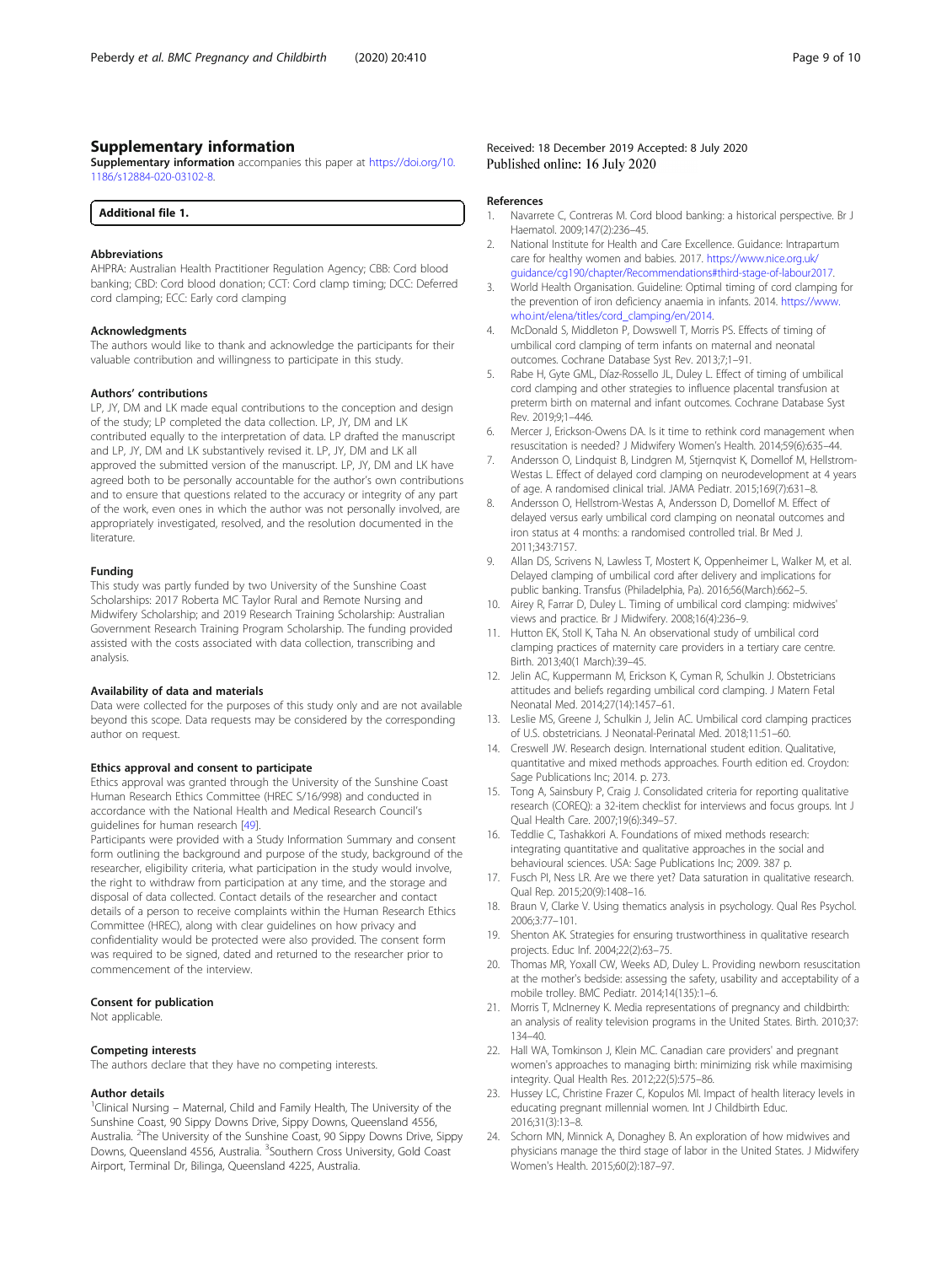## Supplementary information

**Supplementary information** accompanies this paper at https://doi.org/10.1186/s12884-020-03102-8.

**Additional file 1.**

### Abbreviations

AHPRA: Australian Health Practitioner Regulation Agency; CBB: Cord blood banking; CBD: Cord blood donation; CCT: Cord clamp timing; DCC: Deferred cord clamping; ECC: Early cord clamping

### Acknowledgments

The authors would like to thank and acknowledge the participants for their valuable contribution and willingness to participate in this study.

### Authors' contributions

LP, JY, DM and LK made equal contributions to the conception and design of the study; LP completed the data collection. LP, JY, DM and LK contributed equally to the interpretation of data. LP drafted the manuscript and LP, JY, DM and LK substantively revised it. LP, JY, DM and LK all approved the submitted version of the manuscript. LP, JY, DM and LK have agreed both to be personally accountable for the author's own contributions and to ensure that questions related to the accuracy or integrity of any part of the work, even ones in which the author was not personally involved, are appropriately investigated, resolved, and the resolution documented in the literature.

### Funding

This study was partly funded by two University of the Sunshine Coast Scholarships: 2017 Roberta MC Taylor Rural and Remote Nursing and Midwifery Scholarship; and 2019 Research Training Scholarship: Australian Government Research Training Program Scholarship. The funding provided assisted with the costs associated with data collection, transcribing and analysis.

### Availability of data and materials

Data were collected for the purposes of this study only and are not available beyond this scope. Data requests may be considered by the corresponding author on request.

### Ethics approval and consent to participate

Ethics approval was granted through the University of the Sunshine Coast Human Research Ethics Committee (HREC S/16/998) and conducted in accordance with the National Health and Medical Research Council's guidelines for human research [49].

Participants were provided with a Study Information Summary and consent form outlining the background and purpose of the study, background of the researcher, eligibility criteria, what participation in the study would involve, the right to withdraw from participation at any time, and the storage and disposal of data collected. Contact details of the researcher and contact details of a person to receive complaints within the Human Research Ethics Committee (HREC), along with clear guidelines on how privacy and confidentiality would be protected were also provided. The consent form was required to be signed, dated and returned to the researcher prior to commencement of the interview.

### Consent for publication

Not applicable.

### Competing interests

The authors declare that they have no competing interests.

### Author details

[1]Clinical Nursing – Maternal, Child and Family Health, The University of the Sunshine Coast, 90 Sippy Downs Drive, Sippy Downs, Queensland 4556, Australia. [2]The University of the Sunshine Coast, 90 Sippy Downs Drive, Sippy Downs, Queensland 4556, Australia. [3]Southern Cross University, Gold Coast Airport, Terminal Dr, Bilinga, Queensland 4225, Australia.

Received: 18 December 2019 Accepted: 8 July 2020
Published online: 16 July 2020

### References

1. Navarrete C, Contreras M. Cord blood banking: a historical perspective. Br J Haematol. 2009;147(2):236–45.
2. National Institute for Health and Care Excellence. Guidance: Intrapartum care for healthy women and babies. 2017. https://www.nice.org.uk/guidance/cg190/chapter/Recommendations#third-stage-of-labour2017.
3. World Health Organisation. Guideline: Optimal timing of cord clamping for the prevention of iron deficiency anaemia in infants. 2014. https://www.who.int/elena/titles/cord_clamping/en/2014.
4. McDonald S, Middleton P, Dowswell T, Morris PS. Effects of timing of umbilical cord clamping of term infants on maternal and neonatal outcomes. Cochrane Database Syst Rev. 2013;7;1–91.
5. Rabe H, Gyte GML, Díaz-Rossello JL, Duley L. Effect of timing of umbilical cord clamping and other strategies to influence placental transfusion at preterm birth on maternal and infant outcomes. Cochrane Database Syst Rev. 2019;9;1–446.
6. Mercer J, Erickson-Owens DA. Is it time to rethink cord management when resuscitation is needed? J Midwifery Women's Health. 2014;59(6):635–44.
7. Andersson O, Lindquist B, Lindgren M, Stjernqvist K, Domellof M, Hellstrom-Westas L. Effect of delayed cord clamping on neurodevelopment at 4 years of age. A randomised clinical trial. JAMA Pediatr. 2015;169(7):631–8.
8. Andersson O, Hellstrom-Westas A, Andersson D, Domellof M. Effect of delayed versus early umbilical cord clamping on neonatal outcomes and iron status at 4 months: a randomised controlled trial. Br Med J. 2011;343:7157.
9. Allan DS, Scrivens N, Lawless T, Mostert K, Oppenheimer L, Walker M, et al. Delayed clamping of umbilical cord after delivery and implications for public banking. Transfus (Philadelphia, Pa). 2016;56(March):662–5.
10. Airey R, Farrar D, Duley L. Timing of umbilical cord clamping: midwives' views and practice. Br J Midwifery. 2008;16(4):236–9.
11. Hutton EK, Stoll K, Taha N. An observational study of umbilical cord clamping practices of maternity care providers in a tertiary care centre. Birth. 2013;40(1 March):39–45.
12. Jelin AC, Kuppermann M, Erickson K, Cyman R, Schulkin J. Obstetricians attitudes and beliefs regarding umbilical cord clamping. J Matern Fetal Neonatal Med. 2014;27(14):1457–61.
13. Leslie MS, Greene J, Schulkin J, Jelin AC. Umbilical cord clamping practices of U.S. obstetricians. J Neonatal-Perinatal Med. 2018;11:51–60.
14. Creswell JW. Research design. International student edition. Qualitative, quantitative and mixed methods approaches. Fourth edition ed. Croydon: Sage Publications Inc; 2014. p. 273.
15. Tong A, Sainsbury P, Craig J. Consolidated criteria for reporting qualitative research (COREQ): a 32-item checklist for interviews and focus groups. Int J Qual Health Care. 2007;19(6):349–57.
16. Teddlie C, Tashakkori A. Foundations of mixed methods research: integrating quantitative and qualitative approaches in the social and behavioural sciences. USA: Sage Publications Inc; 2009. 387 p.
17. Fusch PI, Ness LR. Are we there yet? Data saturation in qualitative research. Qual Rep. 2015;20(9):1408–16.
18. Braun V, Clarke V. Using thematics analysis in psychology. Qual Res Psychol. 2006;3:77–101.
19. Shenton AK. Strategies for ensuring trustworthiness in qualitative research projects. Educ Inf. 2004;22(2):63–75.
20. Thomas MR, Yoxall CW, Weeks AD, Duley L. Providing newborn resuscitation at the mother's bedside: assessing the safety, usability and acceptability of a mobile trolley. BMC Pediatr. 2014;14(135):1–6.
21. Morris T, McInerney K. Media representations of pregnancy and childbirth: an analysis of reality television programs in the United States. Birth. 2010;37:134–40.
22. Hall WA, Tomkinson J, Klein MC. Canadian care providers' and pregnant women's approaches to managing birth: minimizing risk while maximising integrity. Qual Health Res. 2012;22(5):575–86.
23. Hussey LC, Christine Frazer C, Kopulos MI. Impact of health literacy levels in educating pregnant millennial women. Int J Childbirth Educ. 2016;31(3):13–8.
24. Schorn MN, Minnick A, Donaghey B. An exploration of how midwives and physicians manage the third stage of labor in the United States. J Midwifery Women's Health. 2015;60(2):187–97.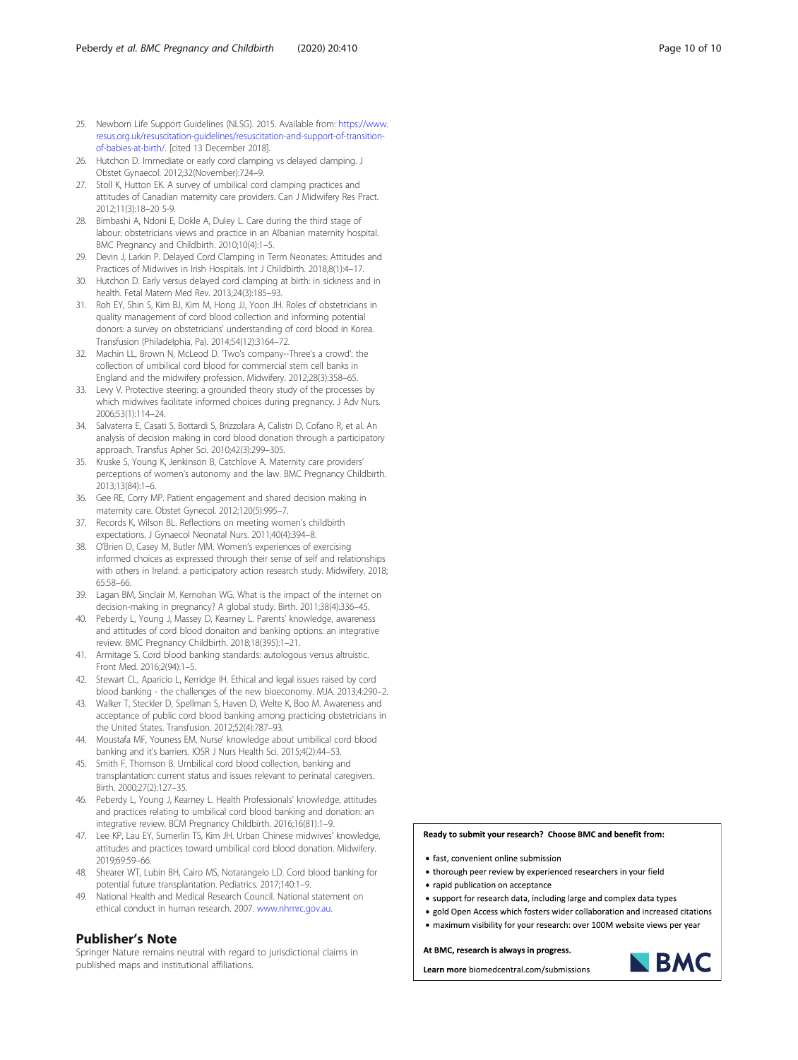25. Newborn Life Support Guidelines (NLSG). 2015. Available from: https://www.resus.org.uk/resuscitation-guidelines/resuscitation-and-support-of-transition-of-babies-at-birth/. [cited 13 December 2018].
26. Hutchon D. Immediate or early cord clamping vs delayed clamping. J Obstet Gynaecol. 2012;32(November):724–9.
27. Stoll K, Hutton EK. A survey of umbilical cord clamping practices and attitudes of Canadian maternity care providers. Can J Midwifery Res Pract. 2012;11(3):18–20 5-9.
28. Bimbashi A, Ndoni E, Dokle A, Duley L. Care during the third stage of labour: obstetricians views and practice in an Albanian maternity hospital. BMC Pregnancy and Childbirth. 2010;10(4):1–5.
29. Devin J, Larkin P. Delayed Cord Clamping in Term Neonates: Attitudes and Practices of Midwives in Irish Hospitals. Int J Childbirth. 2018;8(1):4–17.
30. Hutchon D. Early versus delayed cord clamping at birth: in sickness and in health. Fetal Matern Med Rev. 2013;24(3):185–93.
31. Roh EY, Shin S, Kim BJ, Kim M, Hong JJ, Yoon JH. Roles of obstetricians in quality management of cord blood collection and informing potential donors: a survey on obstetricians' understanding of cord blood in Korea. Transfusion (Philadelphia, Pa). 2014;54(12):3164–72.
32. Machin LL, Brown N, McLeod D. 'Two's company--Three's a crowd': the collection of umbilical cord blood for commercial stem cell banks in England and the midwifery profession. Midwifery. 2012;28(3):358–65.
33. Levy V. Protective steering: a grounded theory study of the processes by which midwives facilitate informed choices during pregnancy. J Adv Nurs. 2006;53(1):114–24.
34. Salvaterra E, Casati S, Bottardi S, Brizzolara A, Calistri D, Cofano R, et al. An analysis of decision making in cord blood donation through a participatory approach. Transfus Apher Sci. 2010;42(3):299–305.
35. Kruske S, Young K, Jenkinson B, Catchlove A. Maternity care providers' perceptions of women's autonomy and the law. BMC Pregnancy Childbirth. 2013;13(84):1–6.
36. Gee RE, Corry MP. Patient engagement and shared decision making in maternity care. Obstet Gynecol. 2012;120(5):995–7.
37. Records K, Wilson BL. Reflections on meeting women's childbirth expectations. J Gynaecol Neonatal Nurs. 2011;40(4):394–8.
38. O'Brien D, Casey M, Butler MM. Women's experiences of exercising informed choices as expressed through their sense of self and relationships with others in Ireland: a participatory action research study. Midwifery. 2018;65:58–66.
39. Lagan BM, Sinclair M, Kernohan WG. What is the impact of the internet on decision-making in pregnancy? A global study. Birth. 2011;38(4):336–45.
40. Peberdy L, Young J, Massey D, Kearney L. Parents' knowledge, awareness and attitudes of cord blood donaiton and banking options: an integrative review. BMC Pregnancy Childbirth. 2018;18(395):1–21.
41. Armitage S. Cord blood banking standards: autologous versus altruistic. Front Med. 2016;2(94):1–5.
42. Stewart CL, Aparicio L, Kerridge IH. Ethical and legal issues raised by cord blood banking - the challenges of the new bioeconomy. MJA. 2013;4:290–2.
43. Walker T, Steckler D, Spellman S, Haven D, Welte K, Boo M. Awareness and acceptance of public cord blood banking among practicing obstetricians in the United States. Transfusion. 2012;52(4):787–93.
44. Moustafa MF, Youness EM. Nurse' knowledge about umbilical cord blood banking and it's barriers. IOSR J Nurs Health Sci. 2015;4(2):44–53.
45. Smith F, Thomson B. Umbilical cord blood collection, banking and transplantation: current status and issues relevant to perinatal caregivers. Birth. 2000;27(2):127–35.
46. Peberdy L, Young J, Kearney L. Health Professionals' knowledge, attitudes and practices relating to umbilical cord blood banking and donation: an integrative review. BCM Pregnancy Childbirth. 2016;16(81):1–9.
47. Lee KP, Lau EY, Sumerlin TS, Kim JH. Urban Chinese midwives' knowledge, attitudes and practices toward umbilical cord blood donation. Midwifery. 2019;69:59–66.
48. Shearer WT, Lubin BH, Cairo MS, Notarangelo LD. Cord blood banking for potential future transplantation. Pediatrics. 2017;140:1–9.
49. National Health and Medical Research Council. National statement on ethical conduct in human research. 2007. www.nhmrc.gov.au.

## Publisher's Note

Springer Nature remains neutral with regard to jurisdictional claims in published maps and institutional affiliations.

**Ready to submit your research? Choose BMC and benefit from:**

- fast, convenient online submission
- thorough peer review by experienced researchers in your field
- rapid publication on acceptance
- support for research data, including large and complex data types
- gold Open Access which fosters wider collaboration and increased citations
- maximum visibility for your research: over 100M website views per year

**At BMC, research is always in progress.**

**Learn more** biomedcentral.com/submissions